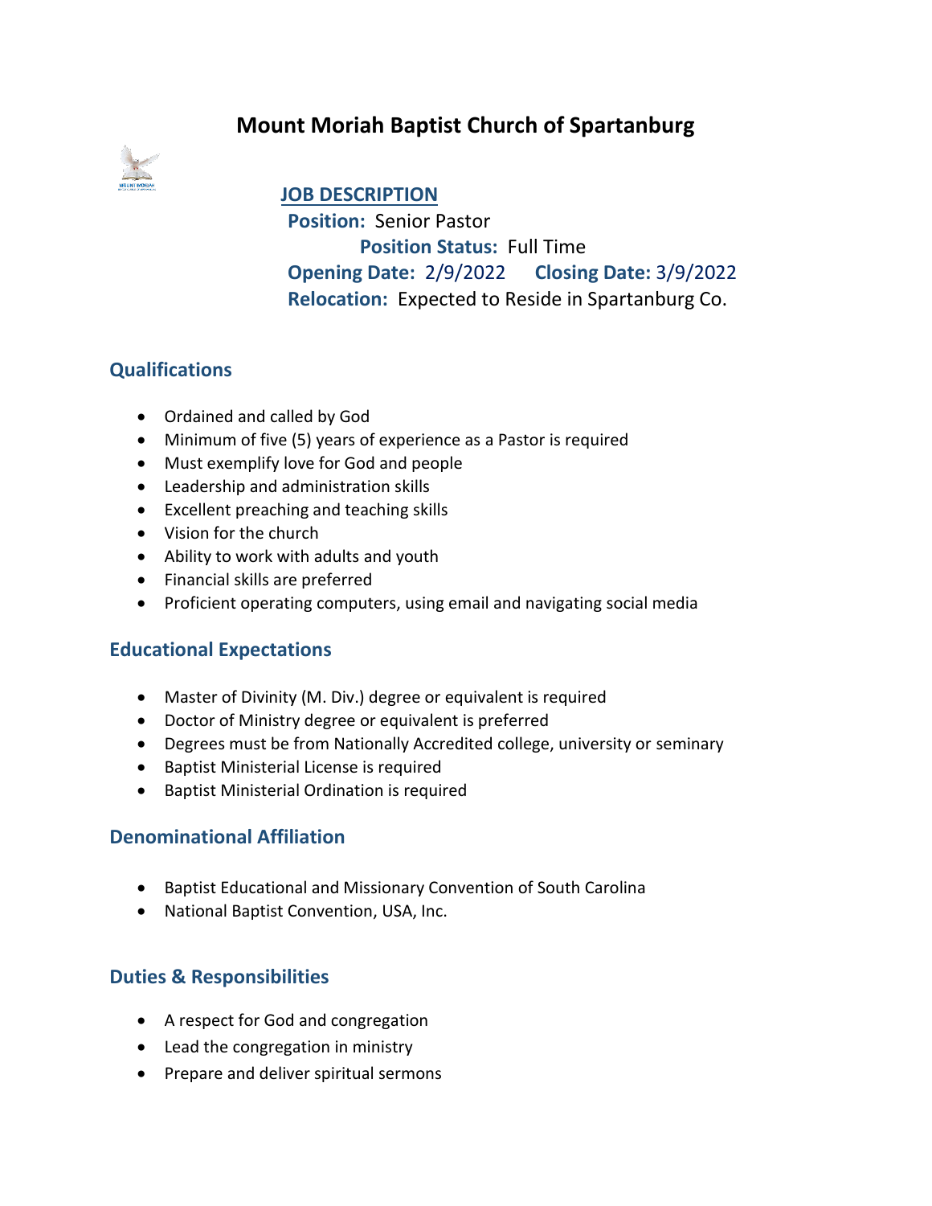# Mount Moriah Baptist Church of Spartanburg

## JOB DESCRIPTION

**Position:** Senior Pastor

**Position Status:** Full Time

**Opening Date:** 2/9/2022 **Closing Date:** 3/9/2022

**Relocation:** Expected to Reside in Spartanburg Co.

## Qualifications

- Ordained and called by God
- Minimum of five (5) years of experience as a Pastor is required
- Must exemplify love for God and people
- Leadership and administration skills
- Excellent preaching and teaching skills
- Vision for the church
- Ability to work with adults and youth
- Financial skills are preferred
- Proficient operating computers, using email and navigating social media

## Educational Expectations

- Master of Divinity (M. Div.) degree or equivalent is required
- Doctor of Ministry degree or equivalent is preferred
- Degrees must be from Nationally Accredited college, university or seminary
- Baptist Ministerial License is required
- Baptist Ministerial Ordination is required

## Denominational Affiliation

- Baptist Educational and Missionary Convention of South Carolina
- National Baptist Convention, USA, Inc.

## Duties & Responsibilities

- A respect for God and congregation
- Lead the congregation in ministry
- Prepare and deliver spiritual sermons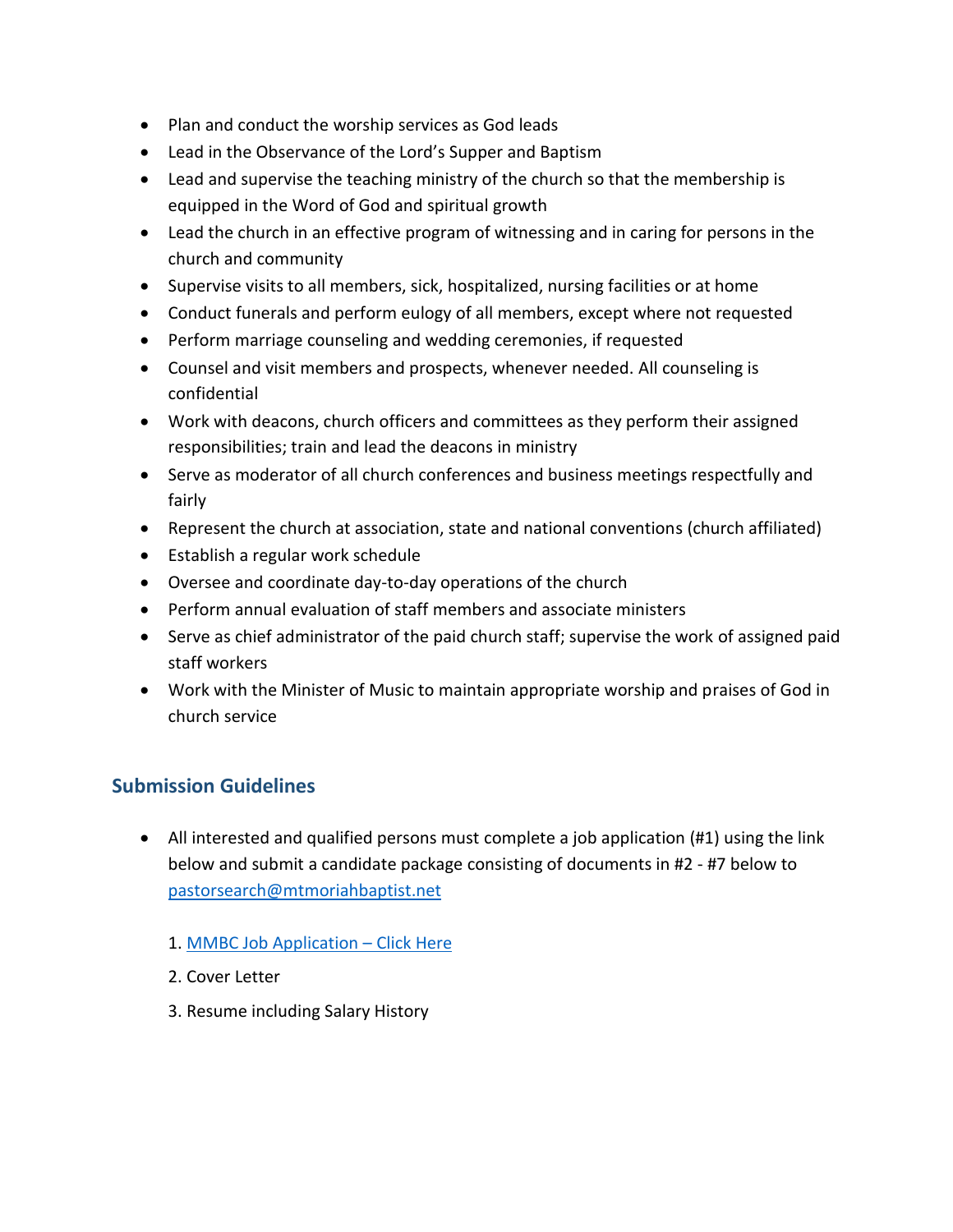- Plan and conduct the worship services as God leads
- Lead in the Observance of the Lord's Supper and Baptism
- Lead and supervise the teaching ministry of the church so that the membership is equipped in the Word of God and spiritual growth
- Lead the church in an effective program of witnessing and in caring for persons in the church and community
- Supervise visits to all members, sick, hospitalized, nursing facilities or at home
- Conduct funerals and perform eulogy of all members, except where not requested
- Perform marriage counseling and wedding ceremonies, if requested
- Counsel and visit members and prospects, whenever needed. All counseling is confidential
- Work with deacons, church officers and committees as they perform their assigned responsibilities; train and lead the deacons in ministry
- Serve as moderator of all church conferences and business meetings respectfully and fairly
- Represent the church at association, state and national conventions (church affiliated)
- Establish a regular work schedule
- Oversee and coordinate day-to-day operations of the church
- Perform annual evaluation of staff members and associate ministers
- Serve as chief administrator of the paid church staff; supervise the work of assigned paid staff workers
- Work with the Minister of Music to maintain appropriate worship and praises of God in church service

## Submission Guidelines

- All interested and qualified persons must complete a job application (#1) using the link below and submit a candidate package consisting of documents in #2 - #7 below to [pastorsearch@mtmoriahbaptist.net](mailto:pastorsearch@mtmoriahbaptist.net)

  1. [MMBC Job Application – Click Here]()
  2. Cover Letter
  3. Resume including Salary History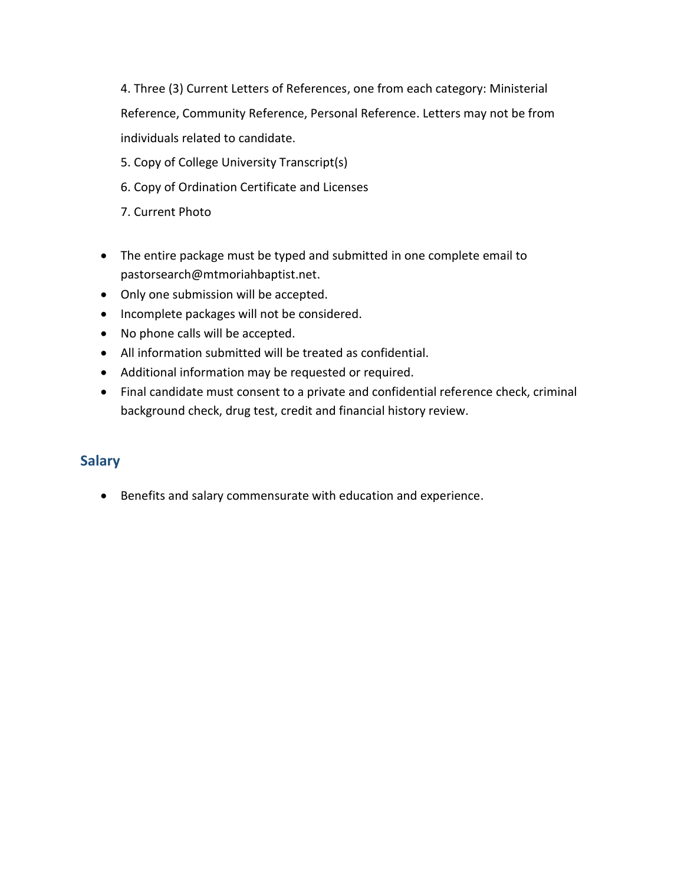4. Three (3) Current Letters of References, one from each category: Ministerial Reference, Community Reference, Personal Reference. Letters may not be from individuals related to candidate.
5. Copy of College University Transcript(s)
6. Copy of Ordination Certificate and Licenses
7. Current Photo

- The entire package must be typed and submitted in one complete email to pastorsearch@mtmoriahbaptist.net.
- Only one submission will be accepted.
- Incomplete packages will not be considered.
- No phone calls will be accepted.
- All information submitted will be treated as confidential.
- Additional information may be requested or required.
- Final candidate must consent to a private and confidential reference check, criminal background check, drug test, credit and financial history review.

## Salary

- Benefits and salary commensurate with education and experience.